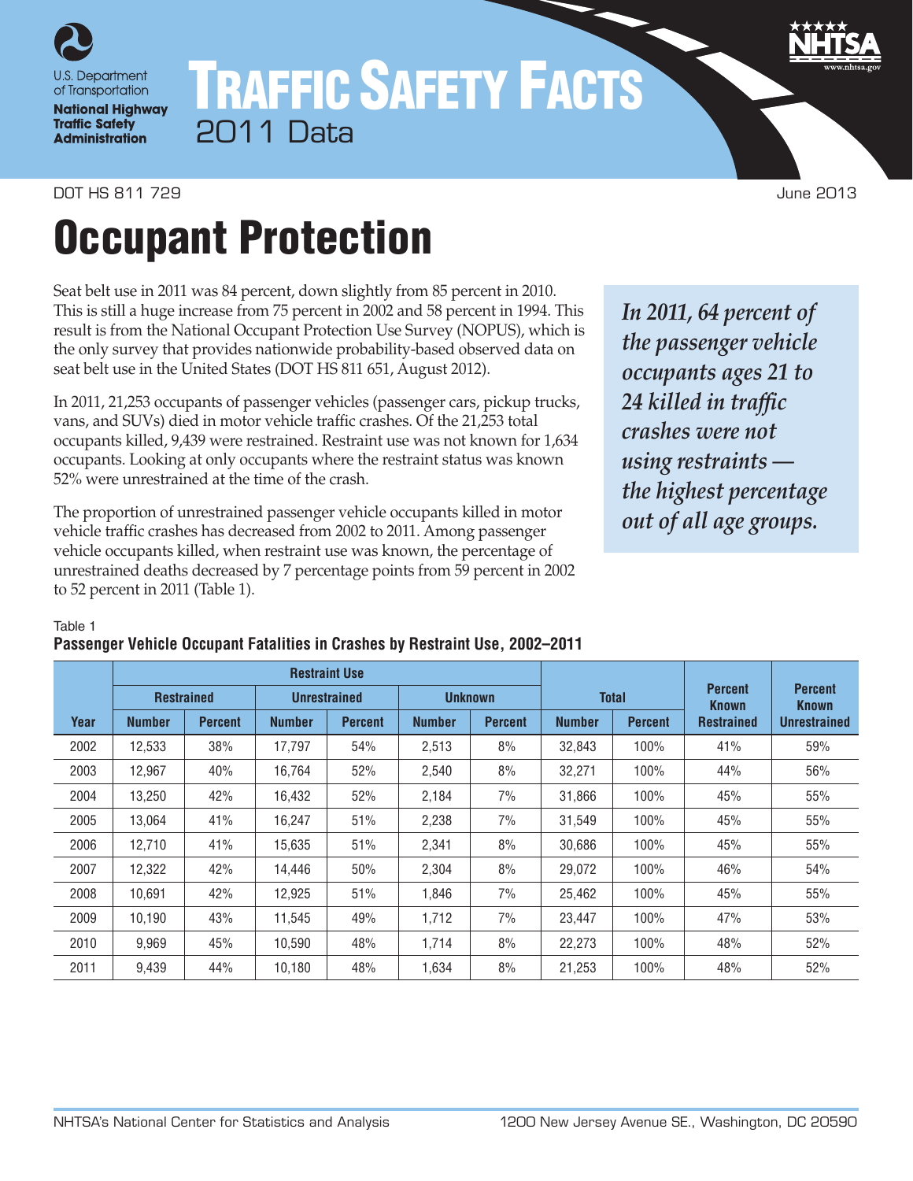U.S. Department of Transportation
**National Highway Traffic Safety Administration**

# TRAFFIC SAFETY FACTS
2011 Data

DOT HS 811 729 June 2013

# Occupant Protection

Seat belt use in 2011 was 84 percent, down slightly from 85 percent in 2010. This is still a huge increase from 75 percent in 2002 and 58 percent in 1994. This result is from the National Occupant Protection Use Survey (NOPUS), which is the only survey that provides nationwide probability-based observed data on seat belt use in the United States (DOT HS 811 651, August 2012).

In 2011, 21,253 occupants of passenger vehicles (passenger cars, pickup trucks, vans, and SUVs) died in motor vehicle traffic crashes. Of the 21,253 total occupants killed, 9,439 were restrained. Restraint use was not known for 1,634 occupants. Looking at only occupants where the restraint status was known 52% were unrestrained at the time of the crash.

The proportion of unrestrained passenger vehicle occupants killed in motor vehicle traffic crashes has decreased from 2002 to 2011. Among passenger vehicle occupants killed, when restraint use was known, the percentage of unrestrained deaths decreased by 7 percentage points from 59 percent in 2002 to 52 percent in 2011 (Table 1).

***In 2011, 64 percent of the passenger vehicle occupants ages 21 to 24 killed in traffic crashes were not using restraints — the highest percentage out of all age groups.***

Table 1
**Passenger Vehicle Occupant Fatalities in Crashes by Restraint Use, 2002–2011**

| | Restraint Use | | | | | | Total | | Percent Known Restrained | Percent Known Unrestrained |
|---|---|---|---|---|---|---|---|---|---|---|
| | Restrained | | Unrestrained | | Unknown | | | | | |
| Year | Number | Percent | Number | Percent | Number | Percent | Number | Percent | | |
| 2002 | 12,533 | 38% | 17,797 | 54% | 2,513 | 8% | 32,843 | 100% | 41% | 59% |
| 2003 | 12,967 | 40% | 16,764 | 52% | 2,540 | 8% | 32,271 | 100% | 44% | 56% |
| 2004 | 13,250 | 42% | 16,432 | 52% | 2,184 | 7% | 31,866 | 100% | 45% | 55% |
| 2005 | 13,064 | 41% | 16,247 | 51% | 2,238 | 7% | 31,549 | 100% | 45% | 55% |
| 2006 | 12,710 | 41% | 15,635 | 51% | 2,341 | 8% | 30,686 | 100% | 45% | 55% |
| 2007 | 12,322 | 42% | 14,446 | 50% | 2,304 | 8% | 29,072 | 100% | 46% | 54% |
| 2008 | 10,691 | 42% | 12,925 | 51% | 1,846 | 7% | 25,462 | 100% | 45% | 55% |
| 2009 | 10,190 | 43% | 11,545 | 49% | 1,712 | 7% | 23,447 | 100% | 47% | 53% |
| 2010 | 9,969 | 45% | 10,590 | 48% | 1,714 | 8% | 22,273 | 100% | 48% | 52% |
| 2011 | 9,439 | 44% | 10,180 | 48% | 1,634 | 8% | 21,253 | 100% | 48% | 52% |

NHTSA's National Center for Statistics and Analysis 1200 New Jersey Avenue SE., Washington, DC 20590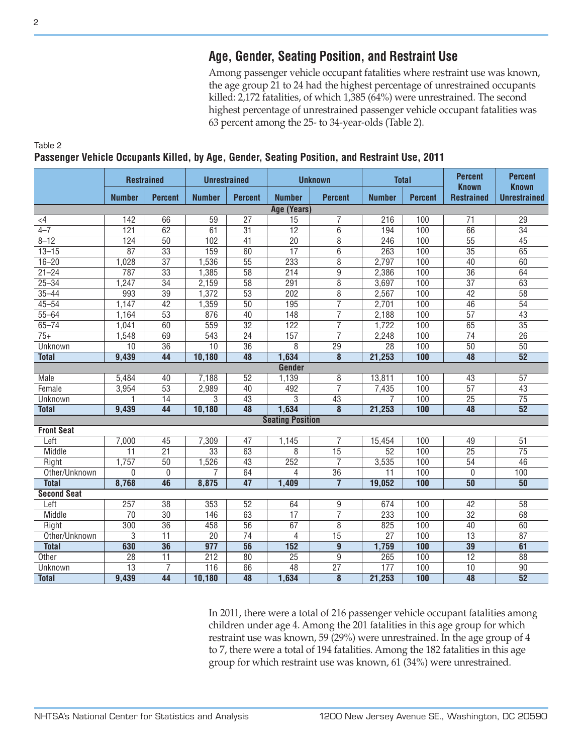## Age, Gender, Seating Position, and Restraint Use

Among passenger vehicle occupant fatalities where restraint use was known, the age group 21 to 24 had the highest percentage of unrestrained occupants killed: 2,172 fatalities, of which 1,385 (64%) were unrestrained. The second highest percentage of unrestrained passenger vehicle occupant fatalities was 63 percent among the 25- to 34-year-olds (Table 2).

Table 2
**Passenger Vehicle Occupants Killed, by Age, Gender, Seating Position, and Restraint Use, 2011**

| | Restrained | | Unrestrained | | Unknown | | Total | | Percent Known Restrained | Percent Known Unrestrained |
|---|---|---|---|---|---|---|---|---|---|---|
| | Number | Percent | Number | Percent | Number | Percent | Number | Percent | | |
| **Age (Years)** | | | | | | | | | | |
| <4 | 142 | 66 | 59 | 27 | 15 | 7 | 216 | 100 | 71 | 29 |
| 4–7 | 121 | 62 | 61 | 31 | 12 | 6 | 194 | 100 | 66 | 34 |
| 8–12 | 124 | 50 | 102 | 41 | 20 | 8 | 246 | 100 | 55 | 45 |
| 13–15 | 87 | 33 | 159 | 60 | 17 | 6 | 263 | 100 | 35 | 65 |
| 16–20 | 1,028 | 37 | 1,536 | 55 | 233 | 8 | 2,797 | 100 | 40 | 60 |
| 21–24 | 787 | 33 | 1,385 | 58 | 214 | 9 | 2,386 | 100 | 36 | 64 |
| 25–34 | 1,247 | 34 | 2,159 | 58 | 291 | 8 | 3,697 | 100 | 37 | 63 |
| 35–44 | 993 | 39 | 1,372 | 53 | 202 | 8 | 2,567 | 100 | 42 | 58 |
| 45–54 | 1,147 | 42 | 1,359 | 50 | 195 | 7 | 2,701 | 100 | 46 | 54 |
| 55–64 | 1,164 | 53 | 876 | 40 | 148 | 7 | 2,188 | 100 | 57 | 43 |
| 65–74 | 1,041 | 60 | 559 | 32 | 122 | 7 | 1,722 | 100 | 65 | 35 |
| 75+ | 1,548 | 69 | 543 | 24 | 157 | 7 | 2,248 | 100 | 74 | 26 |
| Unknown | 10 | 36 | 10 | 36 | 8 | 29 | 28 | 100 | 50 | 50 |
| **Total** | **9,439** | **44** | **10,180** | **48** | **1,634** | **8** | **21,253** | **100** | **48** | **52** |
| **Gender** | | | | | | | | | | |
| Male | 5,484 | 40 | 7,188 | 52 | 1,139 | 8 | 13,811 | 100 | 43 | 57 |
| Female | 3,954 | 53 | 2,989 | 40 | 492 | 7 | 7,435 | 100 | 57 | 43 |
| Unknown | 1 | 14 | 3 | 43 | 3 | 43 | 7 | 100 | 25 | 75 |
| **Total** | **9,439** | **44** | **10,180** | **48** | **1,634** | **8** | **21,253** | **100** | **48** | **52** |
| **Seating Position** | | | | | | | | | | |
| **Front Seat** | | | | | | | | | | |
| Left | 7,000 | 45 | 7,309 | 47 | 1,145 | 7 | 15,454 | 100 | 49 | 51 |
| Middle | 11 | 21 | 33 | 63 | 8 | 15 | 52 | 100 | 25 | 75 |
| Right | 1,757 | 50 | 1,526 | 43 | 252 | 7 | 3,535 | 100 | 54 | 46 |
| Other/Unknown | 0 | 0 | 7 | 64 | 4 | 36 | 11 | 100 | 0 | 100 |
| **Total** | **8,768** | **46** | **8,875** | **47** | **1,409** | **7** | **19,052** | **100** | **50** | **50** |
| **Second Seat** | | | | | | | | | | |
| Left | 257 | 38 | 353 | 52 | 64 | 9 | 674 | 100 | 42 | 58 |
| Middle | 70 | 30 | 146 | 63 | 17 | 7 | 233 | 100 | 32 | 68 |
| Right | 300 | 36 | 458 | 56 | 67 | 8 | 825 | 100 | 40 | 60 |
| Other/Unknown | 3 | 11 | 20 | 74 | 4 | 15 | 27 | 100 | 13 | 87 |
| **Total** | **630** | **36** | **977** | **56** | **152** | **9** | **1,759** | **100** | **39** | **61** |
| Other | 28 | 11 | 212 | 80 | 25 | 9 | 265 | 100 | 12 | 88 |
| Unknown | 13 | 7 | 116 | 66 | 48 | 27 | 177 | 100 | 10 | 90 |
| **Total** | **9,439** | **44** | **10,180** | **48** | **1,634** | **8** | **21,253** | **100** | **48** | **52** |

In 2011, there were a total of 216 passenger vehicle occupant fatalities among children under age 4. Among the 201 fatalities in this age group for which restraint use was known, 59 (29%) were unrestrained. In the age group of 4 to 7, there were a total of 194 fatalities. Among the 182 fatalities in this age group for which restraint use was known, 61 (34%) were unrestrained.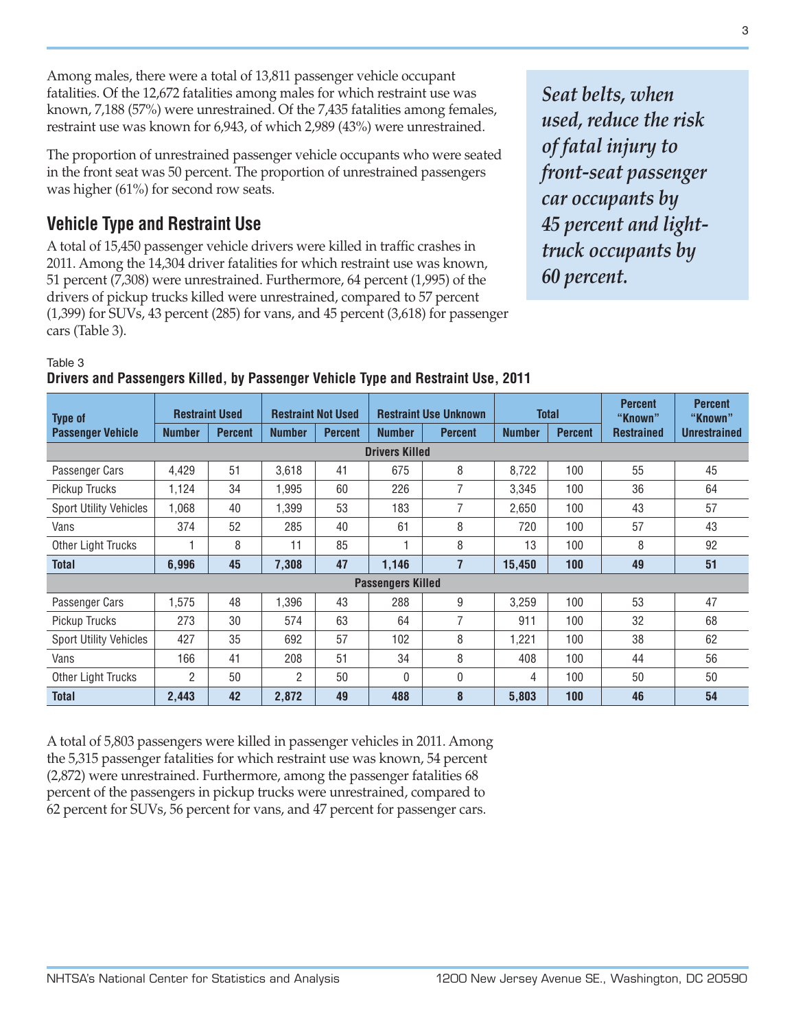Among males, there were a total of 13,811 passenger vehicle occupant fatalities. Of the 12,672 fatalities among males for which restraint use was known, 7,188 (57%) were unrestrained. Of the 7,435 fatalities among females, restraint use was known for 6,943, of which 2,989 (43%) were unrestrained.

The proportion of unrestrained passenger vehicle occupants who were seated in the front seat was 50 percent. The proportion of unrestrained passengers was higher (61%) for second row seats.

*Seat belts, when used, reduce the risk of fatal injury to front-seat passenger car occupants by 45 percent and light-truck occupants by 60 percent.*

## Vehicle Type and Restraint Use

A total of 15,450 passenger vehicle drivers were killed in traffic crashes in 2011. Among the 14,304 driver fatalities for which restraint use was known, 51 percent (7,308) were unrestrained. Furthermore, 64 percent (1,995) of the drivers of pickup trucks killed were unrestrained, compared to 57 percent (1,399) for SUVs, 43 percent (285) for vans, and 45 percent (3,618) for passenger cars (Table 3).

Table 3

**Drivers and Passengers Killed, by Passenger Vehicle Type and Restraint Use, 2011**

| Type of Passenger Vehicle | Restraint Used | | Restraint Not Used | | Restraint Use Unknown | | Total | | Percent "Known" | Percent "Known" |
|---|---|---|---|---|---|---|---|---|---|---|
| | Number | Percent | Number | Percent | Number | Percent | Number | Percent | Restrained | Unrestrained |
| **Drivers Killed** | | | | | | | | | | |
| Passenger Cars | 4,429 | 51 | 3,618 | 41 | 675 | 8 | 8,722 | 100 | 55 | 45 |
| Pickup Trucks | 1,124 | 34 | 1,995 | 60 | 226 | 7 | 3,345 | 100 | 36 | 64 |
| Sport Utility Vehicles | 1,068 | 40 | 1,399 | 53 | 183 | 7 | 2,650 | 100 | 43 | 57 |
| Vans | 374 | 52 | 285 | 40 | 61 | 8 | 720 | 100 | 57 | 43 |
| Other Light Trucks | 1 | 8 | 11 | 85 | 1 | 8 | 13 | 100 | 8 | 92 |
| **Total** | **6,996** | **45** | **7,308** | **47** | **1,146** | **7** | **15,450** | **100** | **49** | **51** |
| **Passengers Killed** | | | | | | | | | | |
| Passenger Cars | 1,575 | 48 | 1,396 | 43 | 288 | 9 | 3,259 | 100 | 53 | 47 |
| Pickup Trucks | 273 | 30 | 574 | 63 | 64 | 7 | 911 | 100 | 32 | 68 |
| Sport Utility Vehicles | 427 | 35 | 692 | 57 | 102 | 8 | 1,221 | 100 | 38 | 62 |
| Vans | 166 | 41 | 208 | 51 | 34 | 8 | 408 | 100 | 44 | 56 |
| Other Light Trucks | 2 | 50 | 2 | 50 | 0 | 0 | 4 | 100 | 50 | 50 |
| **Total** | **2,443** | **42** | **2,872** | **49** | **488** | **8** | **5,803** | **100** | **46** | **54** |

A total of 5,803 passengers were killed in passenger vehicles in 2011. Among the 5,315 passenger fatalities for which restraint use was known, 54 percent (2,872) were unrestrained. Furthermore, among the passenger fatalities 68 percent of the passengers in pickup trucks were unrestrained, compared to 62 percent for SUVs, 56 percent for vans, and 47 percent for passenger cars.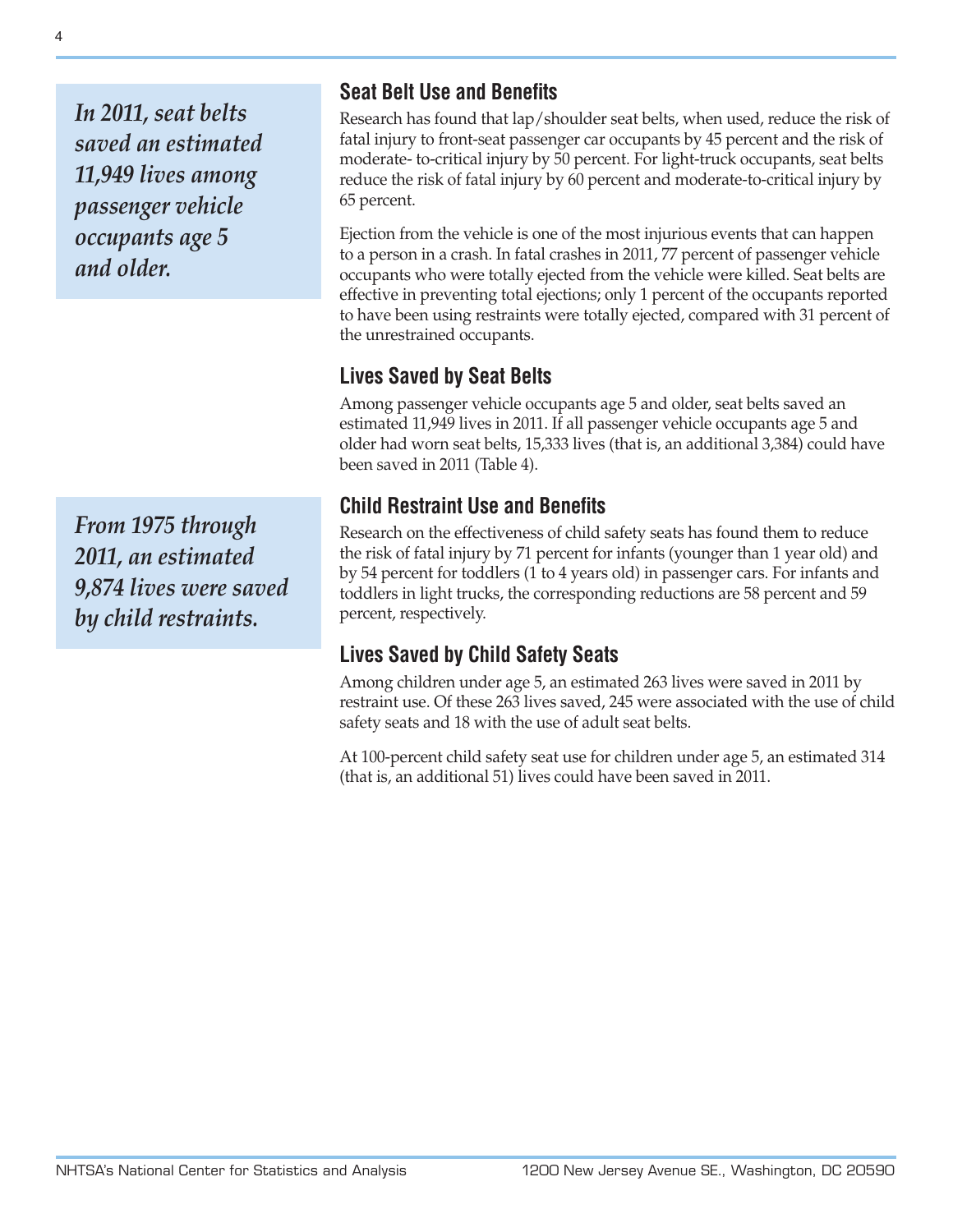*In 2011, seat belts saved an estimated 11,949 lives among passenger vehicle occupants age 5 and older.*

## Seat Belt Use and Benefits

Research has found that lap/shoulder seat belts, when used, reduce the risk of fatal injury to front-seat passenger car occupants by 45 percent and the risk of moderate- to-critical injury by 50 percent. For light-truck occupants, seat belts reduce the risk of fatal injury by 60 percent and moderate-to-critical injury by 65 percent.

Ejection from the vehicle is one of the most injurious events that can happen to a person in a crash. In fatal crashes in 2011, 77 percent of passenger vehicle occupants who were totally ejected from the vehicle were killed. Seat belts are effective in preventing total ejections; only 1 percent of the occupants reported to have been using restraints were totally ejected, compared with 31 percent of the unrestrained occupants.

## Lives Saved by Seat Belts

Among passenger vehicle occupants age 5 and older, seat belts saved an estimated 11,949 lives in 2011. If all passenger vehicle occupants age 5 and older had worn seat belts, 15,333 lives (that is, an additional 3,384) could have been saved in 2011 (Table 4).

*From 1975 through 2011, an estimated 9,874 lives were saved by child restraints.*

## Child Restraint Use and Benefits

Research on the effectiveness of child safety seats has found them to reduce the risk of fatal injury by 71 percent for infants (younger than 1 year old) and by 54 percent for toddlers (1 to 4 years old) in passenger cars. For infants and toddlers in light trucks, the corresponding reductions are 58 percent and 59 percent, respectively.

## Lives Saved by Child Safety Seats

Among children under age 5, an estimated 263 lives were saved in 2011 by restraint use. Of these 263 lives saved, 245 were associated with the use of child safety seats and 18 with the use of adult seat belts.

At 100-percent child safety seat use for children under age 5, an estimated 314 (that is, an additional 51) lives could have been saved in 2011.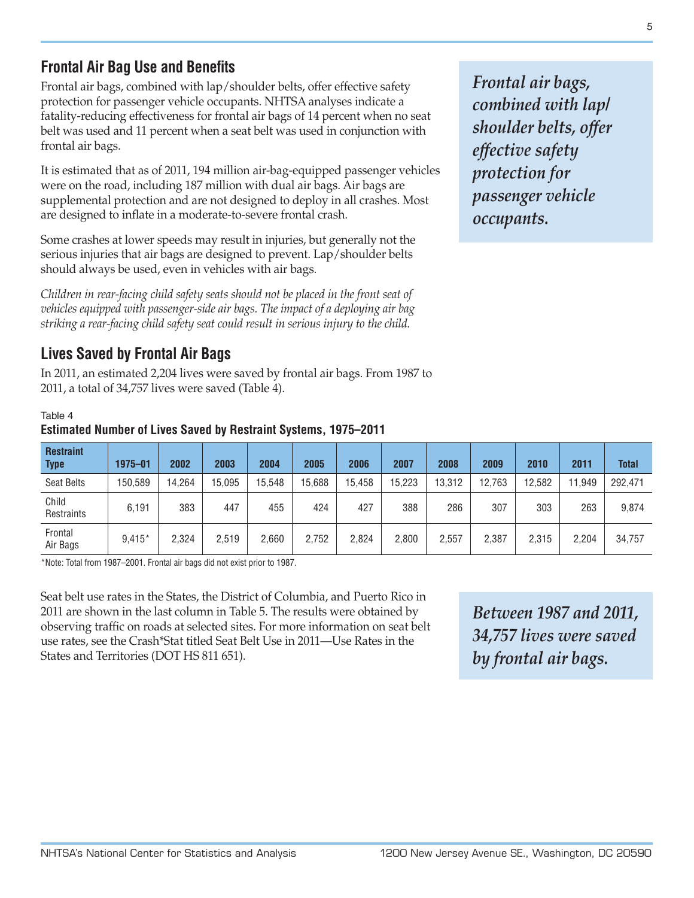## Frontal Air Bag Use and Benefits

Frontal air bags, combined with lap/shoulder belts, offer effective safety protection for passenger vehicle occupants. NHTSA analyses indicate a fatality-reducing effectiveness for frontal air bags of 14 percent when no seat belt was used and 11 percent when a seat belt was used in conjunction with frontal air bags.

It is estimated that as of 2011, 194 million air-bag-equipped passenger vehicles were on the road, including 187 million with dual air bags. Air bags are supplemental protection and are not designed to deploy in all crashes. Most are designed to inflate in a moderate-to-severe frontal crash.

Some crashes at lower speeds may result in injuries, but generally not the serious injuries that air bags are designed to prevent. Lap/shoulder belts should always be used, even in vehicles with air bags.

*Children in rear-facing child safety seats should not be placed in the front seat of vehicles equipped with passenger-side air bags. The impact of a deploying air bag striking a rear-facing child safety seat could result in serious injury to the child.*

***Frontal air bags, combined with lap/shoulder belts, offer effective safety protection for passenger vehicle occupants.***

## Lives Saved by Frontal Air Bags

In 2011, an estimated 2,204 lives were saved by frontal air bags. From 1987 to 2011, a total of 34,757 lives were saved (Table 4).

Table 4

**Estimated Number of Lives Saved by Restraint Systems, 1975–2011**

| Restraint Type | 1975–01 | 2002 | 2003 | 2004 | 2005 | 2006 | 2007 | 2008 | 2009 | 2010 | 2011 | Total |
|---|---|---|---|---|---|---|---|---|---|---|---|---|
| Seat Belts | 150,589 | 14,264 | 15,095 | 15,548 | 15,688 | 15,458 | 15,223 | 13,312 | 12,763 | 12,582 | 11,949 | 292,471 |
| Child Restraints | 6,191 | 383 | 447 | 455 | 424 | 427 | 388 | 286 | 307 | 303 | 263 | 9,874 |
| Frontal Air Bags | 9,415* | 2,324 | 2,519 | 2,660 | 2,752 | 2,824 | 2,800 | 2,557 | 2,387 | 2,315 | 2,204 | 34,757 |

*Note: Total from 1987–2001. Frontal air bags did not exist prior to 1987.

Seat belt use rates in the States, the District of Columbia, and Puerto Rico in 2011 are shown in the last column in Table 5. The results were obtained by observing traffic on roads at selected sites. For more information on seat belt use rates, see the Crash*Stat titled Seat Belt Use in 2011—Use Rates in the States and Territories (DOT HS 811 651).

***Between 1987 and 2011, 34,757 lives were saved by frontal air bags.***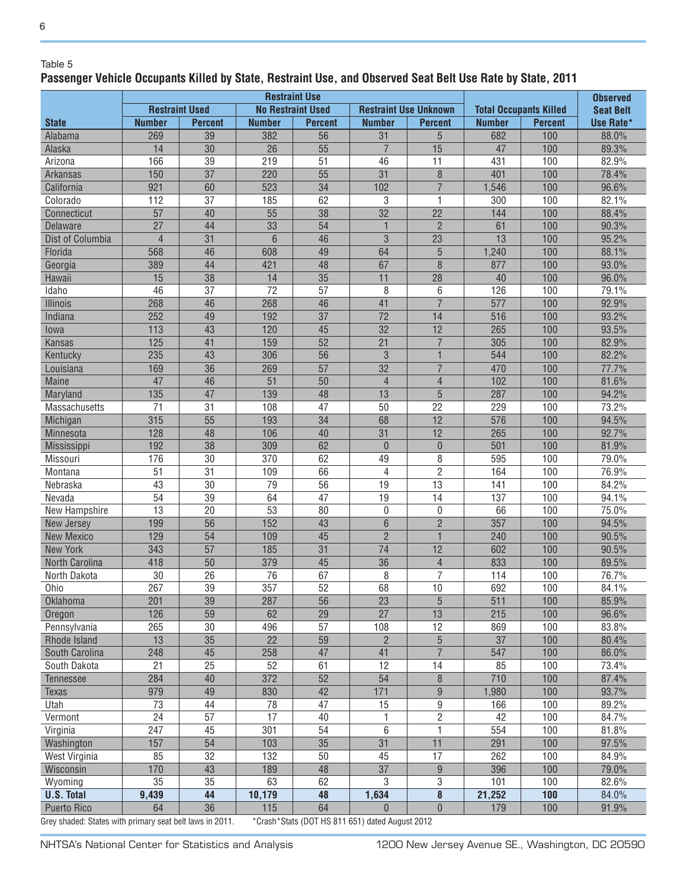Table 5

**Passenger Vehicle Occupants Killed by State, Restraint Use, and Observed Seat Belt Use Rate by State, 2011**

| State | Restraint Use | | | | | | Total Occupants Killed | | Observed Seat Belt Use Rate* |
|---|---|---|---|---|---|---|---|---|---|
| | Restraint Used | | No Restraint Used | | Restraint Use Unknown | | | | |
| | Number | Percent | Number | Percent | Number | Percent | Number | Percent | |
| Alabama | 269 | 39 | 382 | 56 | 31 | 5 | 682 | 100 | 88.0% |
| Alaska | 14 | 30 | 26 | 55 | 7 | 15 | 47 | 100 | 89.3% |
| Arizona | 166 | 39 | 219 | 51 | 46 | 11 | 431 | 100 | 82.9% |
| Arkansas | 150 | 37 | 220 | 55 | 31 | 8 | 401 | 100 | 78.4% |
| California | 921 | 60 | 523 | 34 | 102 | 7 | 1,546 | 100 | 96.6% |
| Colorado | 112 | 37 | 185 | 62 | 3 | 1 | 300 | 100 | 82.1% |
| Connecticut | 57 | 40 | 55 | 38 | 32 | 22 | 144 | 100 | 88.4% |
| Delaware | 27 | 44 | 33 | 54 | 1 | 2 | 61 | 100 | 90.3% |
| Dist of Columbia | 4 | 31 | 6 | 46 | 3 | 23 | 13 | 100 | 95.2% |
| Florida | 568 | 46 | 608 | 49 | 64 | 5 | 1,240 | 100 | 88.1% |
| Georgia | 389 | 44 | 421 | 48 | 67 | 8 | 877 | 100 | 93.0% |
| Hawaii | 15 | 38 | 14 | 35 | 11 | 28 | 40 | 100 | 96.0% |
| Idaho | 46 | 37 | 72 | 57 | 8 | 6 | 126 | 100 | 79.1% |
| Illinois | 268 | 46 | 268 | 46 | 41 | 7 | 577 | 100 | 92.9% |
| Indiana | 252 | 49 | 192 | 37 | 72 | 14 | 516 | 100 | 93.2% |
| Iowa | 113 | 43 | 120 | 45 | 32 | 12 | 265 | 100 | 93.5% |
| Kansas | 125 | 41 | 159 | 52 | 21 | 7 | 305 | 100 | 82.9% |
| Kentucky | 235 | 43 | 306 | 56 | 3 | 1 | 544 | 100 | 82.2% |
| Louisiana | 169 | 36 | 269 | 57 | 32 | 7 | 470 | 100 | 77.7% |
| Maine | 47 | 46 | 51 | 50 | 4 | 4 | 102 | 100 | 81.6% |
| Maryland | 135 | 47 | 139 | 48 | 13 | 5 | 287 | 100 | 94.2% |
| Massachusetts | 71 | 31 | 108 | 47 | 50 | 22 | 229 | 100 | 73.2% |
| Michigan | 315 | 55 | 193 | 34 | 68 | 12 | 576 | 100 | 94.5% |
| Minnesota | 128 | 48 | 106 | 40 | 31 | 12 | 265 | 100 | 92.7% |
| Mississippi | 192 | 38 | 309 | 62 | 0 | 0 | 501 | 100 | 81.9% |
| Missouri | 176 | 30 | 370 | 62 | 49 | 8 | 595 | 100 | 79.0% |
| Montana | 51 | 31 | 109 | 66 | 4 | 2 | 164 | 100 | 76.9% |
| Nebraska | 43 | 30 | 79 | 56 | 19 | 13 | 141 | 100 | 84.2% |
| Nevada | 54 | 39 | 64 | 47 | 19 | 14 | 137 | 100 | 94.1% |
| New Hampshire | 13 | 20 | 53 | 80 | 0 | 0 | 66 | 100 | 75.0% |
| New Jersey | 199 | 56 | 152 | 43 | 6 | 2 | 357 | 100 | 94.5% |
| New Mexico | 129 | 54 | 109 | 45 | 2 | 1 | 240 | 100 | 90.5% |
| New York | 343 | 57 | 185 | 31 | 74 | 12 | 602 | 100 | 90.5% |
| North Carolina | 418 | 50 | 379 | 45 | 36 | 4 | 833 | 100 | 89.5% |
| North Dakota | 30 | 26 | 76 | 67 | 8 | 7 | 114 | 100 | 76.7% |
| Ohio | 267 | 39 | 357 | 52 | 68 | 10 | 692 | 100 | 84.1% |
| Oklahoma | 201 | 39 | 287 | 56 | 23 | 5 | 511 | 100 | 85.9% |
| Oregon | 126 | 59 | 62 | 29 | 27 | 13 | 215 | 100 | 96.6% |
| Pennsylvania | 265 | 30 | 496 | 57 | 108 | 12 | 869 | 100 | 83.8% |
| Rhode Island | 13 | 35 | 22 | 59 | 2 | 5 | 37 | 100 | 80.4% |
| South Carolina | 248 | 45 | 258 | 47 | 41 | 7 | 547 | 100 | 86.0% |
| South Dakota | 21 | 25 | 52 | 61 | 12 | 14 | 85 | 100 | 73.4% |
| Tennessee | 284 | 40 | 372 | 52 | 54 | 8 | 710 | 100 | 87.4% |
| Texas | 979 | 49 | 830 | 42 | 171 | 9 | 1,980 | 100 | 93.7% |
| Utah | 73 | 44 | 78 | 47 | 15 | 9 | 166 | 100 | 89.2% |
| Vermont | 24 | 57 | 17 | 40 | 1 | 2 | 42 | 100 | 84.7% |
| Virginia | 247 | 45 | 301 | 54 | 6 | 1 | 554 | 100 | 81.8% |
| Washington | 157 | 54 | 103 | 35 | 31 | 11 | 291 | 100 | 97.5% |
| West Virginia | 85 | 32 | 132 | 50 | 45 | 17 | 262 | 100 | 84.9% |
| Wisconsin | 170 | 43 | 189 | 48 | 37 | 9 | 396 | 100 | 79.0% |
| Wyoming | 35 | 35 | 63 | 62 | 3 | 3 | 101 | 100 | 82.6% |
| **U.S. Total** | **9,439** | **44** | **10,179** | **48** | **1,634** | **8** | **21,252** | **100** | 84.0% |
| Puerto Rico | 64 | 36 | 115 | 64 | 0 | 0 | 179 | 100 | 91.9% |

Grey shaded: States with primary seat belt laws in 2011. *Crash*Stats (DOT HS 811 651) dated August 2012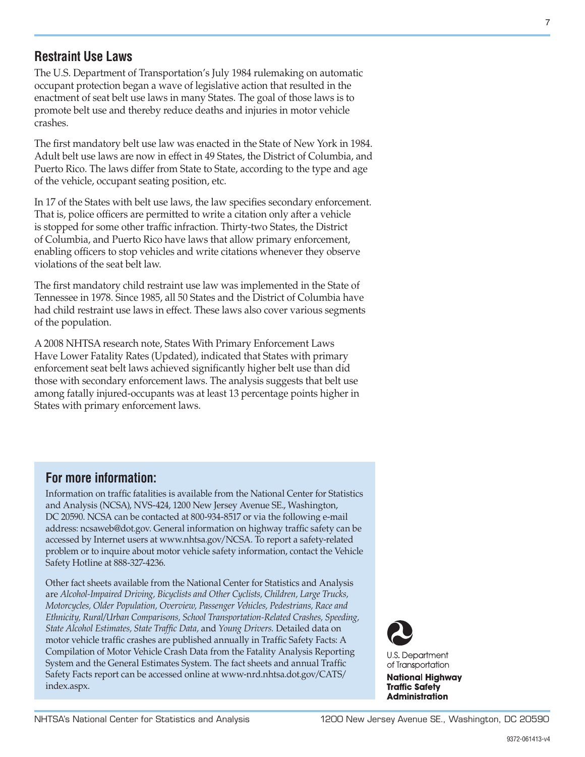## Restraint Use Laws

The U.S. Department of Transportation's July 1984 rulemaking on automatic occupant protection began a wave of legislative action that resulted in the enactment of seat belt use laws in many States. The goal of those laws is to promote belt use and thereby reduce deaths and injuries in motor vehicle crashes.

The first mandatory belt use law was enacted in the State of New York in 1984. Adult belt use laws are now in effect in 49 States, the District of Columbia, and Puerto Rico. The laws differ from State to State, according to the type and age of the vehicle, occupant seating position, etc.

In 17 of the States with belt use laws, the law specifies secondary enforcement. That is, police officers are permitted to write a citation only after a vehicle is stopped for some other traffic infraction. Thirty-two States, the District of Columbia, and Puerto Rico have laws that allow primary enforcement, enabling officers to stop vehicles and write citations whenever they observe violations of the seat belt law.

The first mandatory child restraint use law was implemented in the State of Tennessee in 1978. Since 1985, all 50 States and the District of Columbia have had child restraint use laws in effect. These laws also cover various segments of the population.

A 2008 NHTSA research note, States With Primary Enforcement Laws Have Lower Fatality Rates (Updated), indicated that States with primary enforcement seat belt laws achieved significantly higher belt use than did those with secondary enforcement laws. The analysis suggests that belt use among fatally injured-occupants was at least 13 percentage points higher in States with primary enforcement laws.

## For more information:

Information on traffic fatalities is available from the National Center for Statistics and Analysis (NCSA), NVS-424, 1200 New Jersey Avenue SE., Washington, DC 20590. NCSA can be contacted at 800-934-8517 or via the following e-mail address: ncsaweb@dot.gov. General information on highway traffic safety can be accessed by Internet users at www.nhtsa.gov/NCSA. To report a safety-related problem or to inquire about motor vehicle safety information, contact the Vehicle Safety Hotline at 888-327-4236.

Other fact sheets available from the National Center for Statistics and Analysis are *Alcohol-Impaired Driving, Bicyclists and Other Cyclists, Children, Large Trucks, Motorcycles, Older Population, Overview, Passenger Vehicles, Pedestrians, Race and Ethnicity, Rural/Urban Comparisons, School Transportation-Related Crashes, Speeding, State Alcohol Estimates, State Traffic Data,* and *Young Drivers.* Detailed data on motor vehicle traffic crashes are published annually in Traffic Safety Facts: A Compilation of Motor Vehicle Crash Data from the Fatality Analysis Reporting System and the General Estimates System. The fact sheets and annual Traffic Safety Facts report can be accessed online at www-nrd.nhtsa.dot.gov/CATS/index.aspx.

U.S. Department of Transportation

**National Highway Traffic Safety Administration**

9372-061413-v4